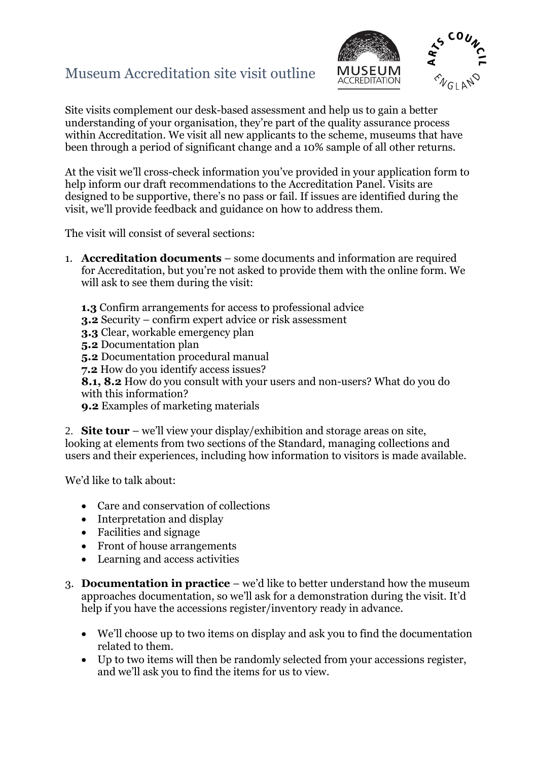# Museum Accreditation site visit outline

Site visits complement our desk-based assessment and help us to gain a better understanding of your organisation, they're part of the quality assurance process within Accreditation. We visit all new applicants to the scheme, museums that have been through a period of significant change and a 10% sample of all other returns.

At the visit we'll cross-check information you've provided in your application form to help inform our draft recommendations to the Accreditation Panel. Visits are designed to be supportive, there's no pass or fail. If issues are identified during the visit, we'll provide feedback and guidance on how to address them.

The visit will consist of several sections:

1. **Accreditation documents** – some documents and information are required for Accreditation, but you're not asked to provide them with the online form. We will ask to see them during the visit:

   **1.3** Confirm arrangements for access to professional advice
   **3.2** Security – confirm expert advice or risk assessment
   **3.3** Clear, workable emergency plan
   **5.2** Documentation plan
   **5.2** Documentation procedural manual
   **7.2** How do you identify access issues?
   **8.1, 8.2** How do you consult with your users and non-users? What do you do with this information?
   **9.2** Examples of marketing materials

2. **Site tour** – we'll view your display/exhibition and storage areas on site, looking at elements from two sections of the Standard, managing collections and users and their experiences, including how information to visitors is made available.

We'd like to talk about:

- Care and conservation of collections
- Interpretation and display
- Facilities and signage
- Front of house arrangements
- Learning and access activities

3. **Documentation in practice** – we'd like to better understand how the museum approaches documentation, so we'll ask for a demonstration during the visit. It'd help if you have the accessions register/inventory ready in advance.

   - We'll choose up to two items on display and ask you to find the documentation related to them.
   - Up to two items will then be randomly selected from your accessions register, and we'll ask you to find the items for us to view.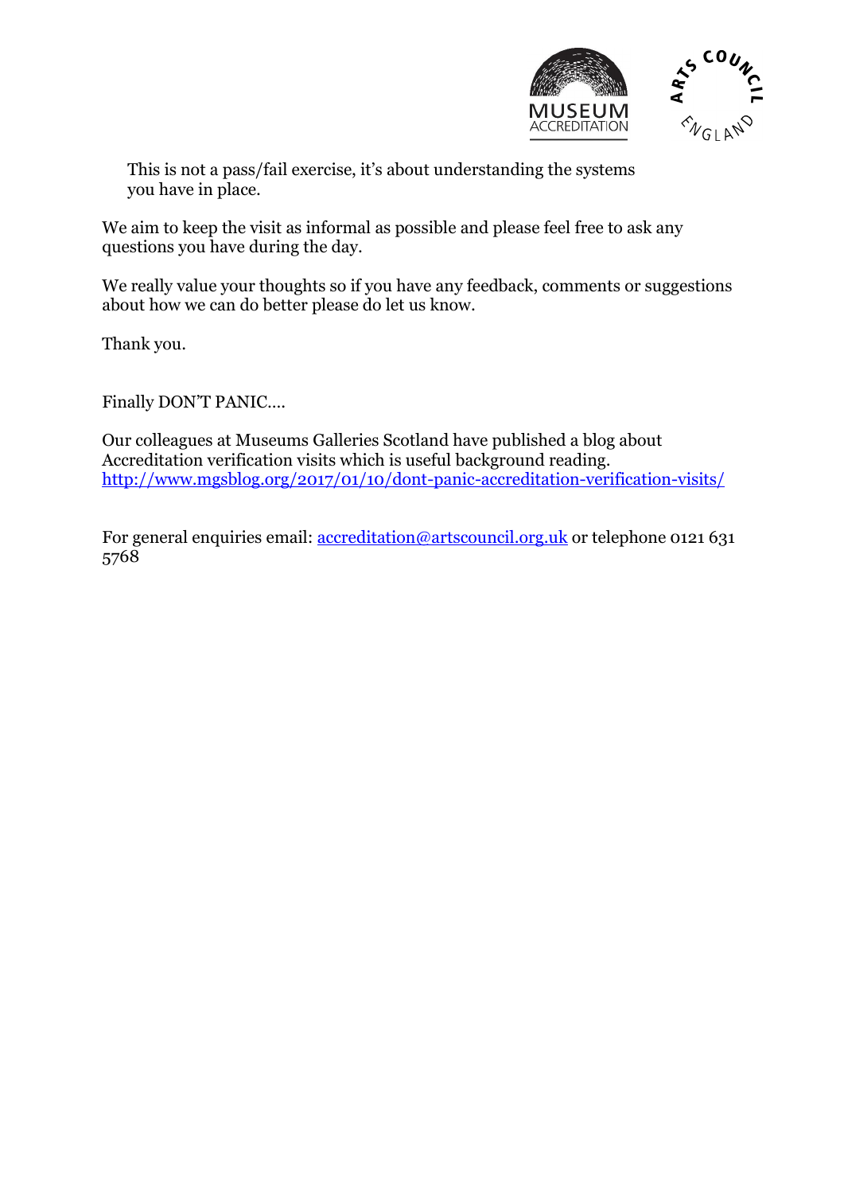This is not a pass/fail exercise, it's about understanding the systems you have in place.

We aim to keep the visit as informal as possible and please feel free to ask any questions you have during the day.

We really value your thoughts so if you have any feedback, comments or suggestions about how we can do better please do let us know.

Thank you.

Finally DON'T PANIC….

Our colleagues at Museums Galleries Scotland have published a blog about Accreditation verification visits which is useful background reading. [http://www.mgsblog.org/2017/01/10/dont-panic-accreditation-verification-visits/](http://www.mgsblog.org/2017/01/10/dont-panic-accreditation-verification-visits/)

For general enquiries email: [accreditation@artscouncil.org.uk](mailto:accreditation@artscouncil.org.uk) or telephone 0121 631 5768